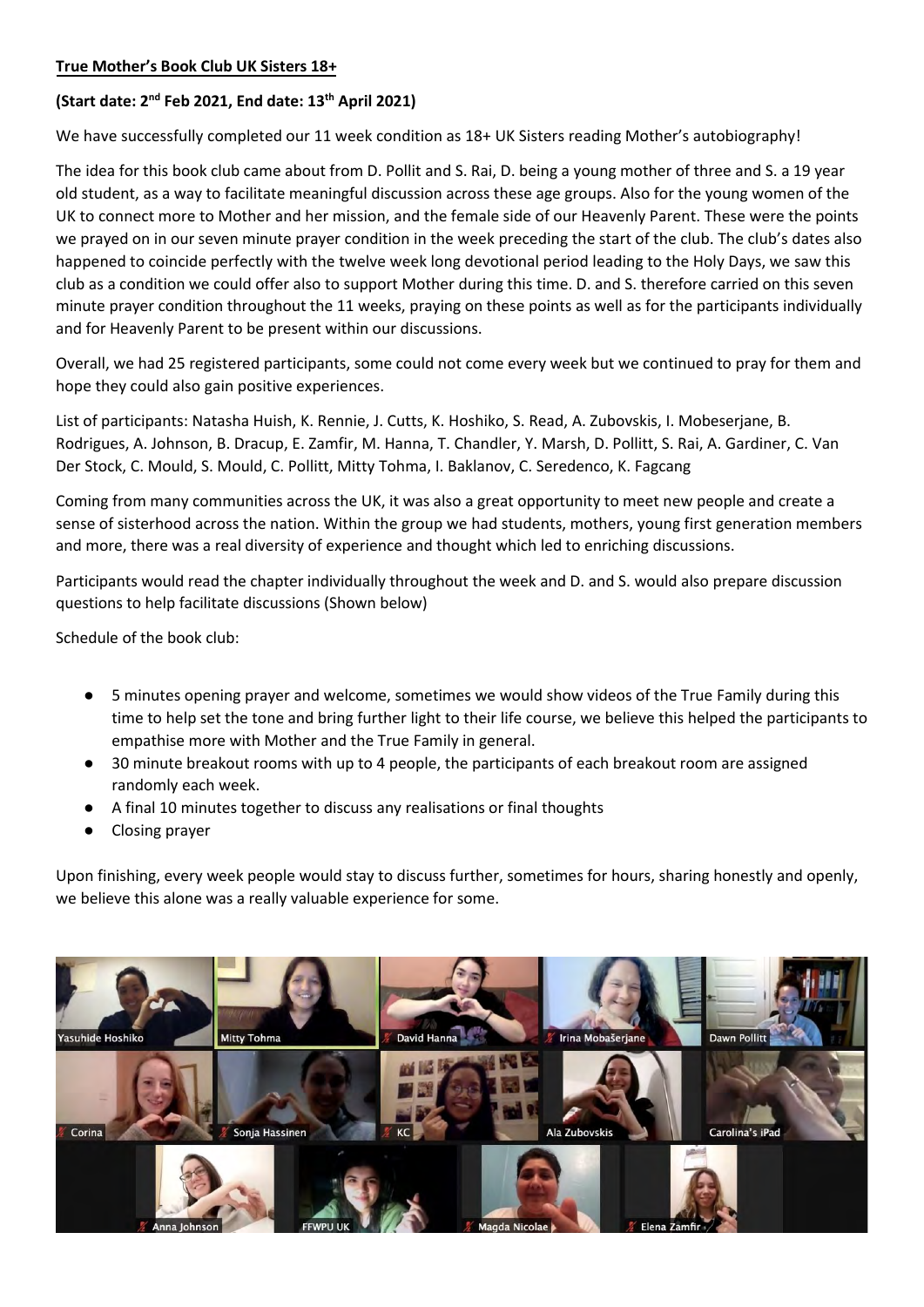**True Mother's Book Club UK Sisters 18+**

**(Start date: 2nd Feb 2021, End date: 13th April 2021)**

We have successfully completed our 11 week condition as 18+ UK Sisters reading Mother's autobiography!

The idea for this book club came about from D. Pollit and S. Rai, D. being a young mother of three and S. a 19 year old student, as a way to facilitate meaningful discussion across these age groups. Also for the young women of the UK to connect more to Mother and her mission, and the female side of our Heavenly Parent. These were the points we prayed on in our seven minute prayer condition in the week preceding the start of the club. The club's dates also happened to coincide perfectly with the twelve week long devotional period leading to the Holy Days, we saw this club as a condition we could offer also to support Mother during this time. D. and S. therefore carried on this seven minute prayer condition throughout the 11 weeks, praying on these points as well as for the participants individually and for Heavenly Parent to be present within our discussions.

Overall, we had 25 registered participants, some could not come every week but we continued to pray for them and hope they could also gain positive experiences.

List of participants: Natasha Huish, K. Rennie, J. Cutts, K. Hoshiko, S. Read, A. Zubovskis, I. Mobeserjane, B. Rodrigues, A. Johnson, B. Dracup, E. Zamfir, M. Hanna, T. Chandler, Y. Marsh, D. Pollitt, S. Rai, A. Gardiner, C. Van Der Stock, C. Mould, S. Mould, C. Pollitt, Mitty Tohma, I. Baklanov, C. Seredenco, K. Fagcang

Coming from many communities across the UK, it was also a great opportunity to meet new people and create a sense of sisterhood across the nation. Within the group we had students, mothers, young first generation members and more, there was a real diversity of experience and thought which led to enriching discussions.

Participants would read the chapter individually throughout the week and D. and S. would also prepare discussion questions to help facilitate discussions (Shown below)

Schedule of the book club:

- 5 minutes opening prayer and welcome, sometimes we would show videos of the True Family during this time to help set the tone and bring further light to their life course, we believe this helped the participants to empathise more with Mother and the True Family in general.
- 30 minute breakout rooms with up to 4 people, the participants of each breakout room are assigned randomly each week.
- A final 10 minutes together to discuss any realisations or final thoughts
- Closing prayer

Upon finishing, every week people would stay to discuss further, sometimes for hours, sharing honestly and openly, we believe this alone was a really valuable experience for some.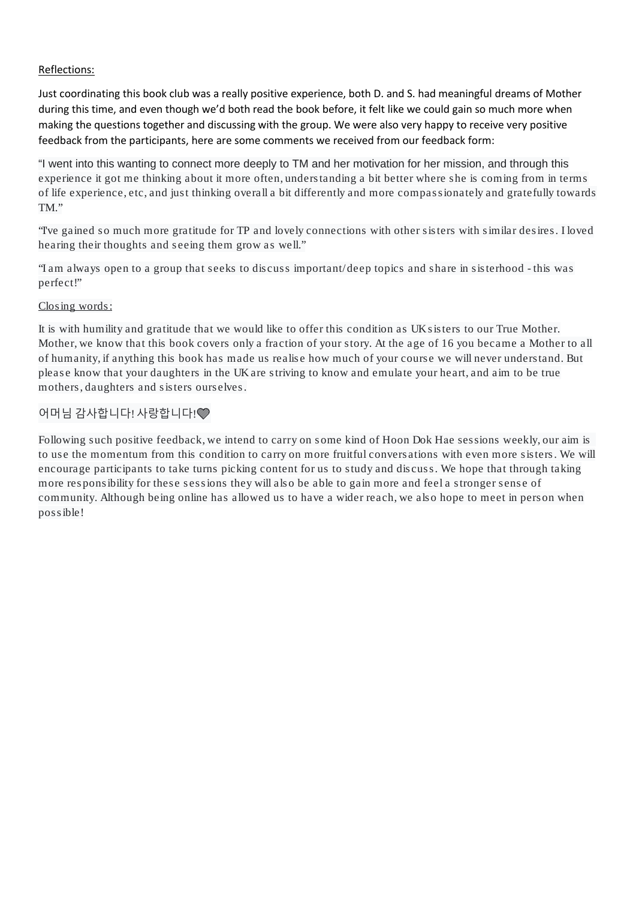Reflections:

Just coordinating this book club was a really positive experience, both D. and S. had meaningful dreams of Mother during this time, and even though we'd both read the book before, it felt like we could gain so much more when making the questions together and discussing with the group. We were also very happy to receive very positive feedback from the participants, here are some comments we received from our feedback form:

"I went into this wanting to connect more deeply to TM and her motivation for her mission, and through this experience it got me thinking about it more often, understanding a bit better where she is coming from in terms of life experience, etc, and just thinking overall a bit differently and more compassionately and gratefully towards TM."

"I've gained so much more gratitude for TP and lovely connections with other sisters with similar desires. I loved hearing their thoughts and seeing them grow as well."

"I am always open to a group that seeks to discuss important/deep topics and share in sisterhood - this was perfect!"

Closing words:

It is with humility and gratitude that we would like to offer this condition as UK sisters to our True Mother. Mother, we know that this book covers only a fraction of your story. At the age of 16 you became a Mother to all of humanity, if anything this book has made us realise how much of your course we will never understand. But please know that your daughters in the UK are striving to know and emulate your heart, and aim to be true mothers, daughters and sisters ourselves.

어머님 감사합니다! 사랑합니다!💚

Following such positive feedback, we intend to carry on some kind of Hoon Dok Hae sessions weekly, our aim is to use the momentum from this condition to carry on more fruitful conversations with even more sisters. We will encourage participants to take turns picking content for us to study and discuss. We hope that through taking more responsibility for these sessions they will also be able to gain more and feel a stronger sense of community. Although being online has allowed us to have a wider reach, we also hope to meet in person when possible!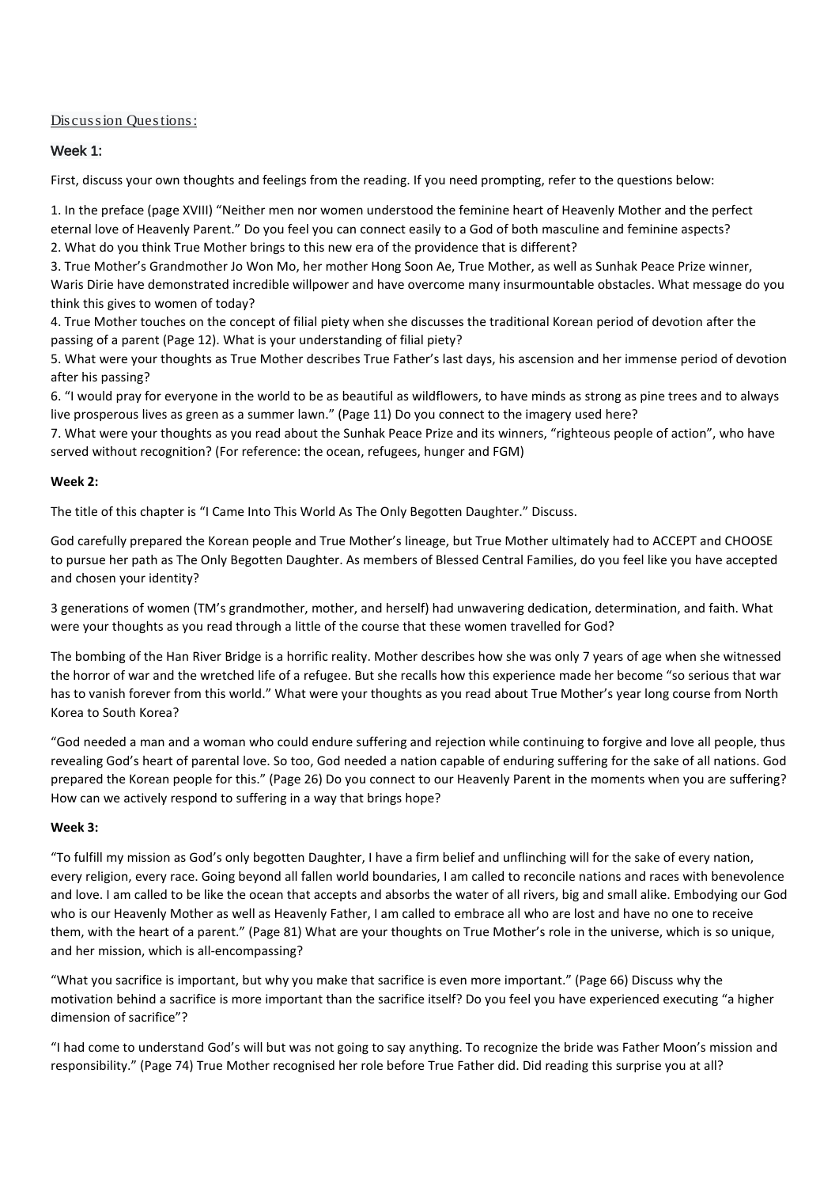Discussion Questions:

### Week 1:

First, discuss your own thoughts and feelings from the reading. If you need prompting, refer to the questions below:

1. In the preface (page XVIII) "Neither men nor women understood the feminine heart of Heavenly Mother and the perfect eternal love of Heavenly Parent." Do you feel you can connect easily to a God of both masculine and feminine aspects?
2. What do you think True Mother brings to this new era of the providence that is different?
3. True Mother's Grandmother Jo Won Mo, her mother Hong Soon Ae, True Mother, as well as Sunhak Peace Prize winner, Waris Dirie have demonstrated incredible willpower and have overcome many insurmountable obstacles. What message do you think this gives to women of today?
4. True Mother touches on the concept of filial piety when she discusses the traditional Korean period of devotion after the passing of a parent (Page 12). What is your understanding of filial piety?
5. What were your thoughts as True Mother describes True Father's last days, his ascension and her immense period of devotion after his passing?
6. "I would pray for everyone in the world to be as beautiful as wildflowers, to have minds as strong as pine trees and to always live prosperous lives as green as a summer lawn." (Page 11) Do you connect to the imagery used here?
7. What were your thoughts as you read about the Sunhak Peace Prize and its winners, "righteous people of action", who have served without recognition? (For reference: the ocean, refugees, hunger and FGM)

**Week 2:**

The title of this chapter is "I Came Into This World As The Only Begotten Daughter." Discuss.

God carefully prepared the Korean people and True Mother's lineage, but True Mother ultimately had to ACCEPT and CHOOSE to pursue her path as The Only Begotten Daughter. As members of Blessed Central Families, do you feel like you have accepted and chosen your identity?

3 generations of women (TM's grandmother, mother, and herself) had unwavering dedication, determination, and faith. What were your thoughts as you read through a little of the course that these women travelled for God?

The bombing of the Han River Bridge is a horrific reality. Mother describes how she was only 7 years of age when she witnessed the horror of war and the wretched life of a refugee. But she recalls how this experience made her become "so serious that war has to vanish forever from this world." What were your thoughts as you read about True Mother's year long course from North Korea to South Korea?

"God needed a man and a woman who could endure suffering and rejection while continuing to forgive and love all people, thus revealing God's heart of parental love. So too, God needed a nation capable of enduring suffering for the sake of all nations. God prepared the Korean people for this." (Page 26) Do you connect to our Heavenly Parent in the moments when you are suffering? How can we actively respond to suffering in a way that brings hope?

**Week 3:**

"To fulfill my mission as God's only begotten Daughter, I have a firm belief and unflinching will for the sake of every nation, every religion, every race. Going beyond all fallen world boundaries, I am called to reconcile nations and races with benevolence and love. I am called to be like the ocean that accepts and absorbs the water of all rivers, big and small alike. Embodying our God who is our Heavenly Mother as well as Heavenly Father, I am called to embrace all who are lost and have no one to receive them, with the heart of a parent." (Page 81) What are your thoughts on True Mother's role in the universe, which is so unique, and her mission, which is all-encompassing?

"What you sacrifice is important, but why you make that sacrifice is even more important." (Page 66) Discuss why the motivation behind a sacrifice is more important than the sacrifice itself? Do you feel you have experienced executing "a higher dimension of sacrifice"?

"I had come to understand God's will but was not going to say anything. To recognize the bride was Father Moon's mission and responsibility." (Page 74) True Mother recognised her role before True Father did. Did reading this surprise you at all?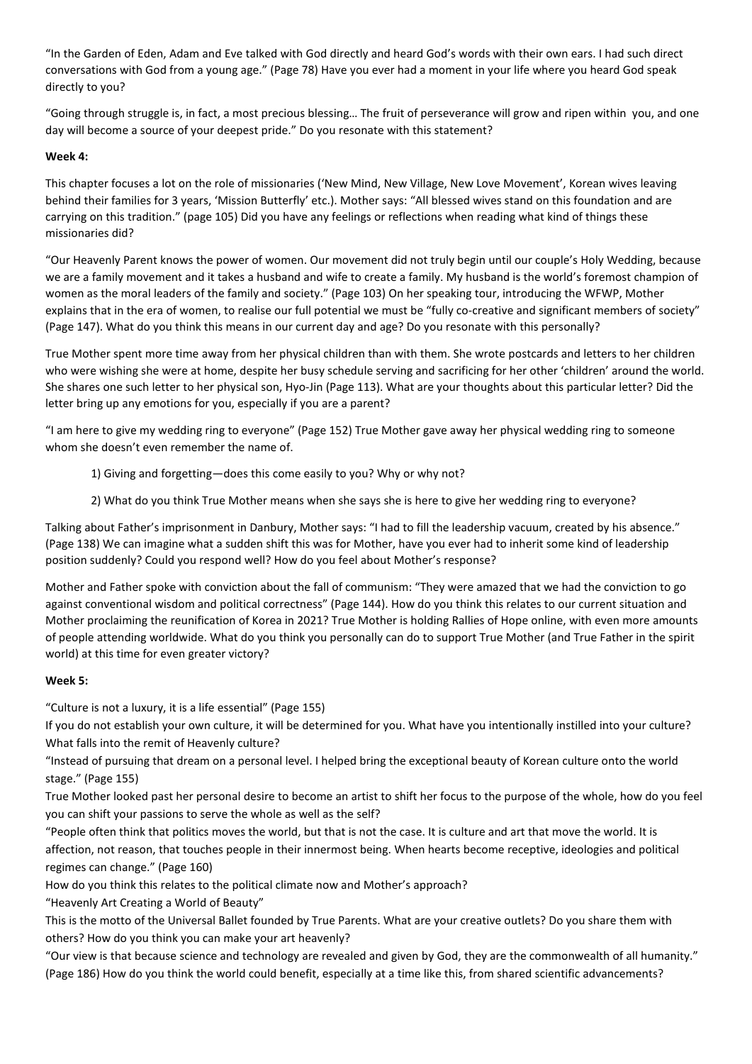"In the Garden of Eden, Adam and Eve talked with God directly and heard God's words with their own ears. I had such direct conversations with God from a young age." (Page 78) Have you ever had a moment in your life where you heard God speak directly to you?

"Going through struggle is, in fact, a most precious blessing… The fruit of perseverance will grow and ripen within you, and one day will become a source of your deepest pride." Do you resonate with this statement?

**Week 4:**

This chapter focuses a lot on the role of missionaries ('New Mind, New Village, New Love Movement', Korean wives leaving behind their families for 3 years, 'Mission Butterfly' etc.). Mother says: "All blessed wives stand on this foundation and are carrying on this tradition." (page 105) Did you have any feelings or reflections when reading what kind of things these missionaries did?

"Our Heavenly Parent knows the power of women. Our movement did not truly begin until our couple's Holy Wedding, because we are a family movement and it takes a husband and wife to create a family. My husband is the world's foremost champion of women as the moral leaders of the family and society." (Page 103) On her speaking tour, introducing the WFWP, Mother explains that in the era of women, to realise our full potential we must be "fully co-creative and significant members of society" (Page 147). What do you think this means in our current day and age? Do you resonate with this personally?

True Mother spent more time away from her physical children than with them. She wrote postcards and letters to her children who were wishing she were at home, despite her busy schedule serving and sacrificing for her other 'children' around the world. She shares one such letter to her physical son, Hyo-Jin (Page 113). What are your thoughts about this particular letter? Did the letter bring up any emotions for you, especially if you are a parent?

"I am here to give my wedding ring to everyone" (Page 152) True Mother gave away her physical wedding ring to someone whom she doesn't even remember the name of.

1) Giving and forgetting—does this come easily to you? Why or why not?

2) What do you think True Mother means when she says she is here to give her wedding ring to everyone?

Talking about Father's imprisonment in Danbury, Mother says: "I had to fill the leadership vacuum, created by his absence." (Page 138) We can imagine what a sudden shift this was for Mother, have you ever had to inherit some kind of leadership position suddenly? Could you respond well? How do you feel about Mother's response?

Mother and Father spoke with conviction about the fall of communism: "They were amazed that we had the conviction to go against conventional wisdom and political correctness" (Page 144). How do you think this relates to our current situation and Mother proclaiming the reunification of Korea in 2021? True Mother is holding Rallies of Hope online, with even more amounts of people attending worldwide. What do you think you personally can do to support True Mother (and True Father in the spirit world) at this time for even greater victory?

**Week 5:**

"Culture is not a luxury, it is a life essential" (Page 155)
If you do not establish your own culture, it will be determined for you. What have you intentionally instilled into your culture? What falls into the remit of Heavenly culture?

"Instead of pursuing that dream on a personal level. I helped bring the exceptional beauty of Korean culture onto the world stage." (Page 155)
True Mother looked past her personal desire to become an artist to shift her focus to the purpose of the whole, how do you feel you can shift your passions to serve the whole as well as the self?

"People often think that politics moves the world, but that is not the case. It is culture and art that move the world. It is affection, not reason, that touches people in their innermost being. When hearts become receptive, ideologies and political regimes can change." (Page 160)
How do you think this relates to the political climate now and Mother's approach?

"Heavenly Art Creating a World of Beauty"
This is the motto of the Universal Ballet founded by True Parents. What are your creative outlets? Do you share them with others? How do you think you can make your art heavenly?

"Our view is that because science and technology are revealed and given by God, they are the commonwealth of all humanity." (Page 186) How do you think the world could benefit, especially at a time like this, from shared scientific advancements?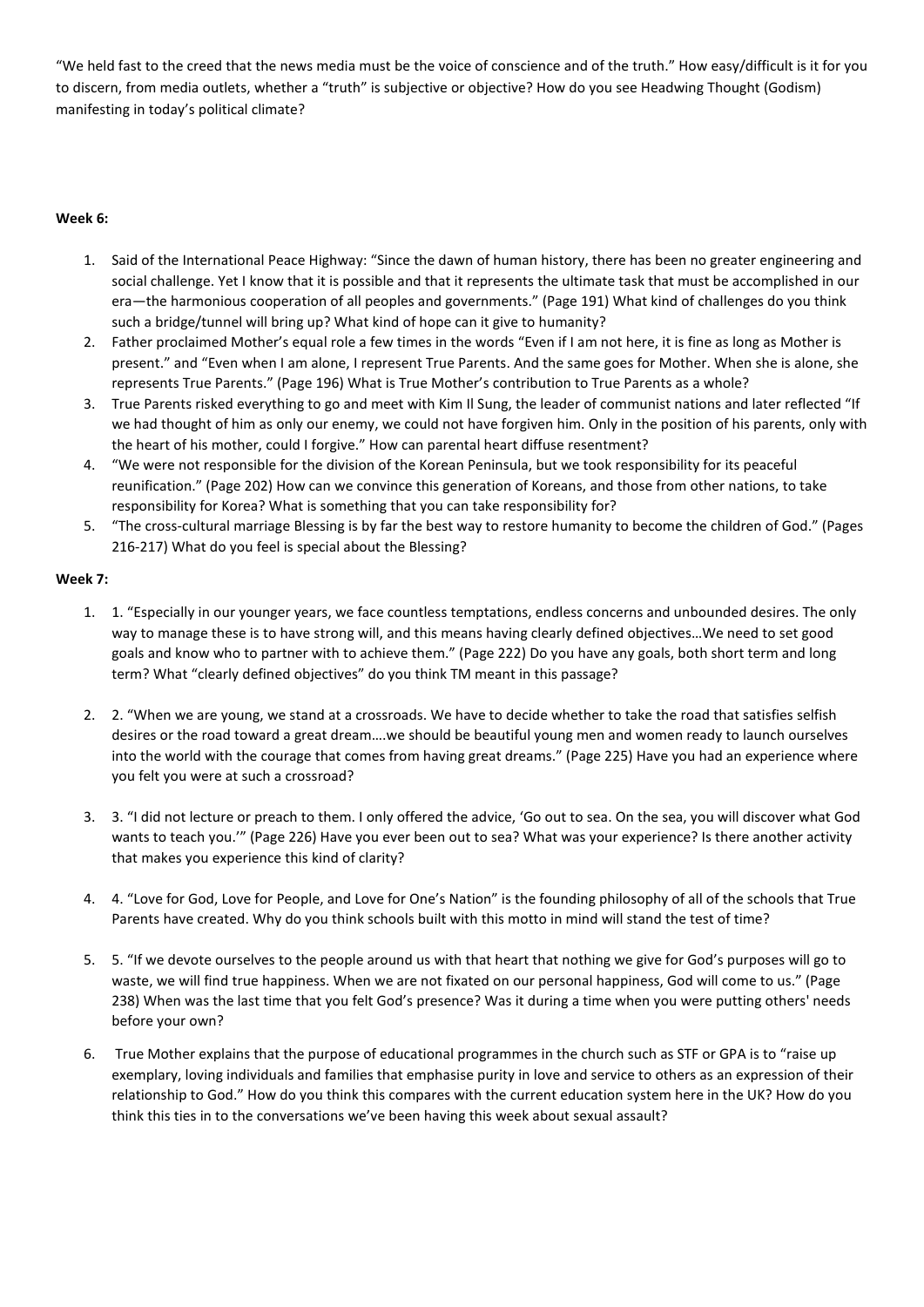"We held fast to the creed that the news media must be the voice of conscience and of the truth." How easy/difficult is it for you to discern, from media outlets, whether a "truth" is subjective or objective? How do you see Headwing Thought (Godism) manifesting in today's political climate?

**Week 6:**

1. Said of the International Peace Highway: "Since the dawn of human history, there has been no greater engineering and social challenge. Yet I know that it is possible and that it represents the ultimate task that must be accomplished in our era—the harmonious cooperation of all peoples and governments." (Page 191) What kind of challenges do you think such a bridge/tunnel will bring up? What kind of hope can it give to humanity?
2. Father proclaimed Mother's equal role a few times in the words "Even if I am not here, it is fine as long as Mother is present." and "Even when I am alone, I represent True Parents. And the same goes for Mother. When she is alone, she represents True Parents." (Page 196) What is True Mother's contribution to True Parents as a whole?
3. True Parents risked everything to go and meet with Kim Il Sung, the leader of communist nations and later reflected "If we had thought of him as only our enemy, we could not have forgiven him. Only in the position of his parents, only with the heart of his mother, could I forgive." How can parental heart diffuse resentment?
4. "We were not responsible for the division of the Korean Peninsula, but we took responsibility for its peaceful reunification." (Page 202) How can we convince this generation of Koreans, and those from other nations, to take responsibility for Korea? What is something that you can take responsibility for?
5. "The cross-cultural marriage Blessing is by far the best way to restore humanity to become the children of God." (Pages 216-217) What do you feel is special about the Blessing?

**Week 7:**

1. 1. "Especially in our younger years, we face countless temptations, endless concerns and unbounded desires. The only way to manage these is to have strong will, and this means having clearly defined objectives…We need to set good goals and know who to partner with to achieve them." (Page 222) Do you have any goals, both short term and long term? What "clearly defined objectives" do you think TM meant in this passage?

2. 2. "When we are young, we stand at a crossroads. We have to decide whether to take the road that satisfies selfish desires or the road toward a great dream….we should be beautiful young men and women ready to launch ourselves into the world with the courage that comes from having great dreams." (Page 225) Have you had an experience where you felt you were at such a crossroad?

3. 3. "I did not lecture or preach to them. I only offered the advice, 'Go out to sea. On the sea, you will discover what God wants to teach you.'" (Page 226) Have you ever been out to sea? What was your experience? Is there another activity that makes you experience this kind of clarity?

4. 4. "Love for God, Love for People, and Love for One's Nation" is the founding philosophy of all of the schools that True Parents have created. Why do you think schools built with this motto in mind will stand the test of time?

5. 5. "If we devote ourselves to the people around us with that heart that nothing we give for God's purposes will go to waste, we will find true happiness. When we are not fixated on our personal happiness, God will come to us." (Page 238) When was the last time that you felt God's presence? Was it during a time when you were putting others' needs before your own?

6. True Mother explains that the purpose of educational programmes in the church such as STF or GPA is to "raise up exemplary, loving individuals and families that emphasise purity in love and service to others as an expression of their relationship to God." How do you think this compares with the current education system here in the UK? How do you think this ties in to the conversations we've been having this week about sexual assault?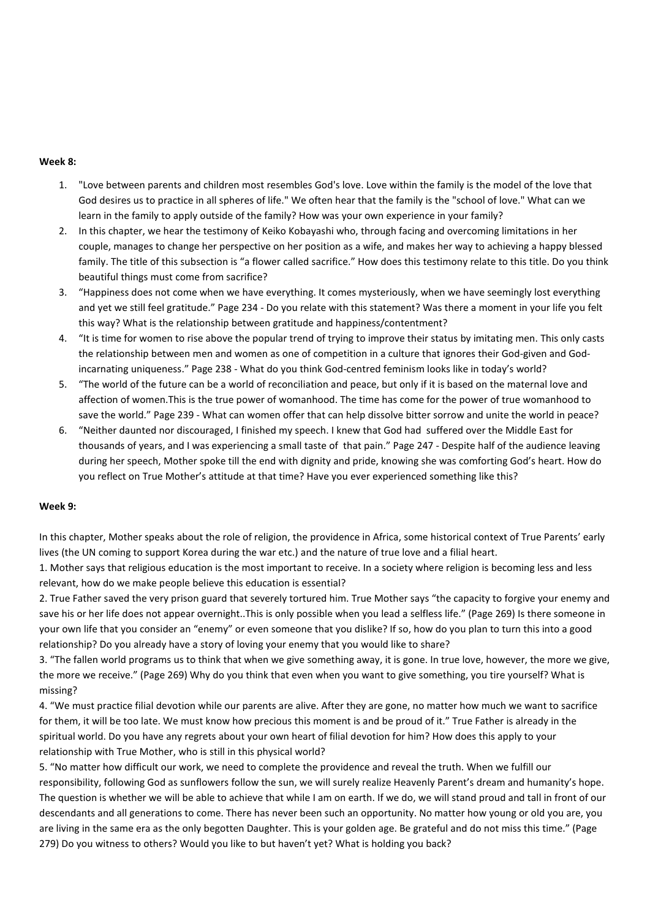**Week 8:**

1. "Love between parents and children most resembles God's love. Love within the family is the model of the love that God desires us to practice in all spheres of life." We often hear that the family is the "school of love." What can we learn in the family to apply outside of the family? How was your own experience in your family?
2. In this chapter, we hear the testimony of Keiko Kobayashi who, through facing and overcoming limitations in her couple, manages to change her perspective on her position as a wife, and makes her way to achieving a happy blessed family. The title of this subsection is "a flower called sacrifice." How does this testimony relate to this title. Do you think beautiful things must come from sacrifice?
3. "Happiness does not come when we have everything. It comes mysteriously, when we have seemingly lost everything and yet we still feel gratitude." Page 234 - Do you relate with this statement? Was there a moment in your life you felt this way? What is the relationship between gratitude and happiness/contentment?
4. "It is time for women to rise above the popular trend of trying to improve their status by imitating men. This only casts the relationship between men and women as one of competition in a culture that ignores their God-given and God-incarnating uniqueness." Page 238 - What do you think God-centred feminism looks like in today's world?
5. "The world of the future can be a world of reconciliation and peace, but only if it is based on the maternal love and affection of women.This is the true power of womanhood. The time has come for the power of true womanhood to save the world." Page 239 - What can women offer that can help dissolve bitter sorrow and unite the world in peace?
6. "Neither daunted nor discouraged, I finished my speech. I knew that God had suffered over the Middle East for thousands of years, and I was experiencing a small taste of that pain." Page 247 - Despite half of the audience leaving during her speech, Mother spoke till the end with dignity and pride, knowing she was comforting God's heart. How do you reflect on True Mother's attitude at that time? Have you ever experienced something like this?

**Week 9:**

In this chapter, Mother speaks about the role of religion, the providence in Africa, some historical context of True Parents' early lives (the UN coming to support Korea during the war etc.) and the nature of true love and a filial heart.

1. Mother says that religious education is the most important to receive. In a society where religion is becoming less and less relevant, how do we make people believe this education is essential?

2. True Father saved the very prison guard that severely tortured him. True Mother says "the capacity to forgive your enemy and save his or her life does not appear overnight..This is only possible when you lead a selfless life." (Page 269) Is there someone in your own life that you consider an "enemy" or even someone that you dislike? If so, how do you plan to turn this into a good relationship? Do you already have a story of loving your enemy that you would like to share?

3. "The fallen world programs us to think that when we give something away, it is gone. In true love, however, the more we give, the more we receive." (Page 269) Why do you think that even when you want to give something, you tire yourself? What is missing?

4. "We must practice filial devotion while our parents are alive. After they are gone, no matter how much we want to sacrifice for them, it will be too late. We must know how precious this moment is and be proud of it." True Father is already in the spiritual world. Do you have any regrets about your own heart of filial devotion for him? How does this apply to your relationship with True Mother, who is still in this physical world?

5. "No matter how difficult our work, we need to complete the providence and reveal the truth. When we fulfill our responsibility, following God as sunflowers follow the sun, we will surely realize Heavenly Parent's dream and humanity's hope. The question is whether we will be able to achieve that while I am on earth. If we do, we will stand proud and tall in front of our descendants and all generations to come. There has never been such an opportunity. No matter how young or old you are, you are living in the same era as the only begotten Daughter. This is your golden age. Be grateful and do not miss this time." (Page 279) Do you witness to others? Would you like to but haven't yet? What is holding you back?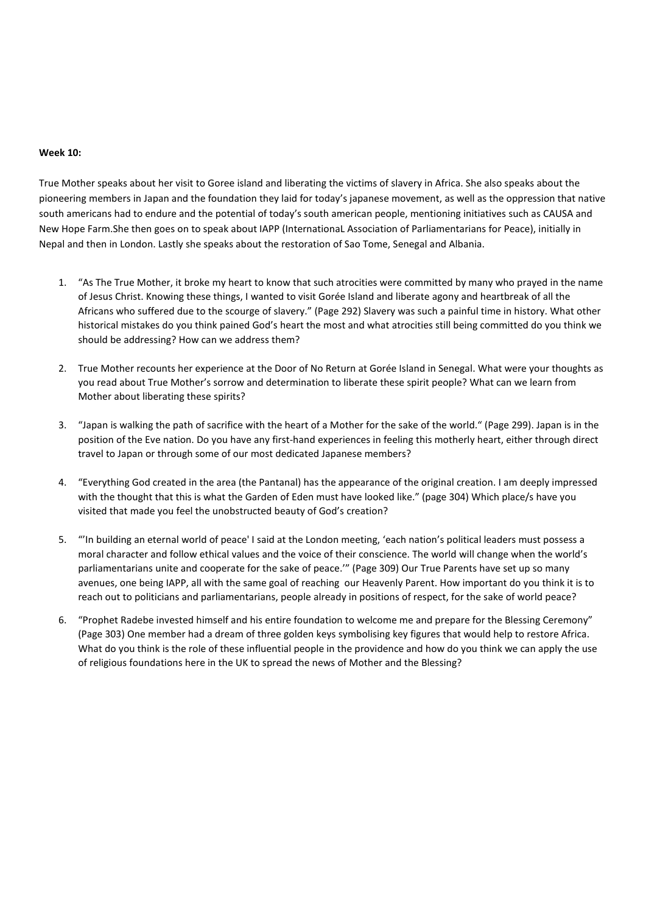**Week 10:**

True Mother speaks about her visit to Goree island and liberating the victims of slavery in Africa. She also speaks about the pioneering members in Japan and the foundation they laid for today's japanese movement, as well as the oppression that native south americans had to endure and the potential of today's south american people, mentioning initiatives such as CAUSA and New Hope Farm.She then goes on to speak about IAPP (InternationaL Association of Parliamentarians for Peace), initially in Nepal and then in London. Lastly she speaks about the restoration of Sao Tome, Senegal and Albania.

1. "As The True Mother, it broke my heart to know that such atrocities were committed by many who prayed in the name of Jesus Christ. Knowing these things, I wanted to visit Gorée Island and liberate agony and heartbreak of all the Africans who suffered due to the scourge of slavery." (Page 292) Slavery was such a painful time in history. What other historical mistakes do you think pained God's heart the most and what atrocities still being committed do you think we should be addressing? How can we address them?

2. True Mother recounts her experience at the Door of No Return at Gorée Island in Senegal. What were your thoughts as you read about True Mother's sorrow and determination to liberate these spirit people? What can we learn from Mother about liberating these spirits?

3. "Japan is walking the path of sacrifice with the heart of a Mother for the sake of the world." (Page 299). Japan is in the position of the Eve nation. Do you have any first-hand experiences in feeling this motherly heart, either through direct travel to Japan or through some of our most dedicated Japanese members?

4. "Everything God created in the area (the Pantanal) has the appearance of the original creation. I am deeply impressed with the thought that this is what the Garden of Eden must have looked like." (page 304) Which place/s have you visited that made you feel the unobstructed beauty of God's creation?

5. "'In building an eternal world of peace' I said at the London meeting, 'each nation's political leaders must possess a moral character and follow ethical values and the voice of their conscience. The world will change when the world's parliamentarians unite and cooperate for the sake of peace.'" (Page 309) Our True Parents have set up so many avenues, one being IAPP, all with the same goal of reaching our Heavenly Parent. How important do you think it is to reach out to politicians and parliamentarians, people already in positions of respect, for the sake of world peace?

6. "Prophet Radebe invested himself and his entire foundation to welcome me and prepare for the Blessing Ceremony" (Page 303) One member had a dream of three golden keys symbolising key figures that would help to restore Africa. What do you think is the role of these influential people in the providence and how do you think we can apply the use of religious foundations here in the UK to spread the news of Mother and the Blessing?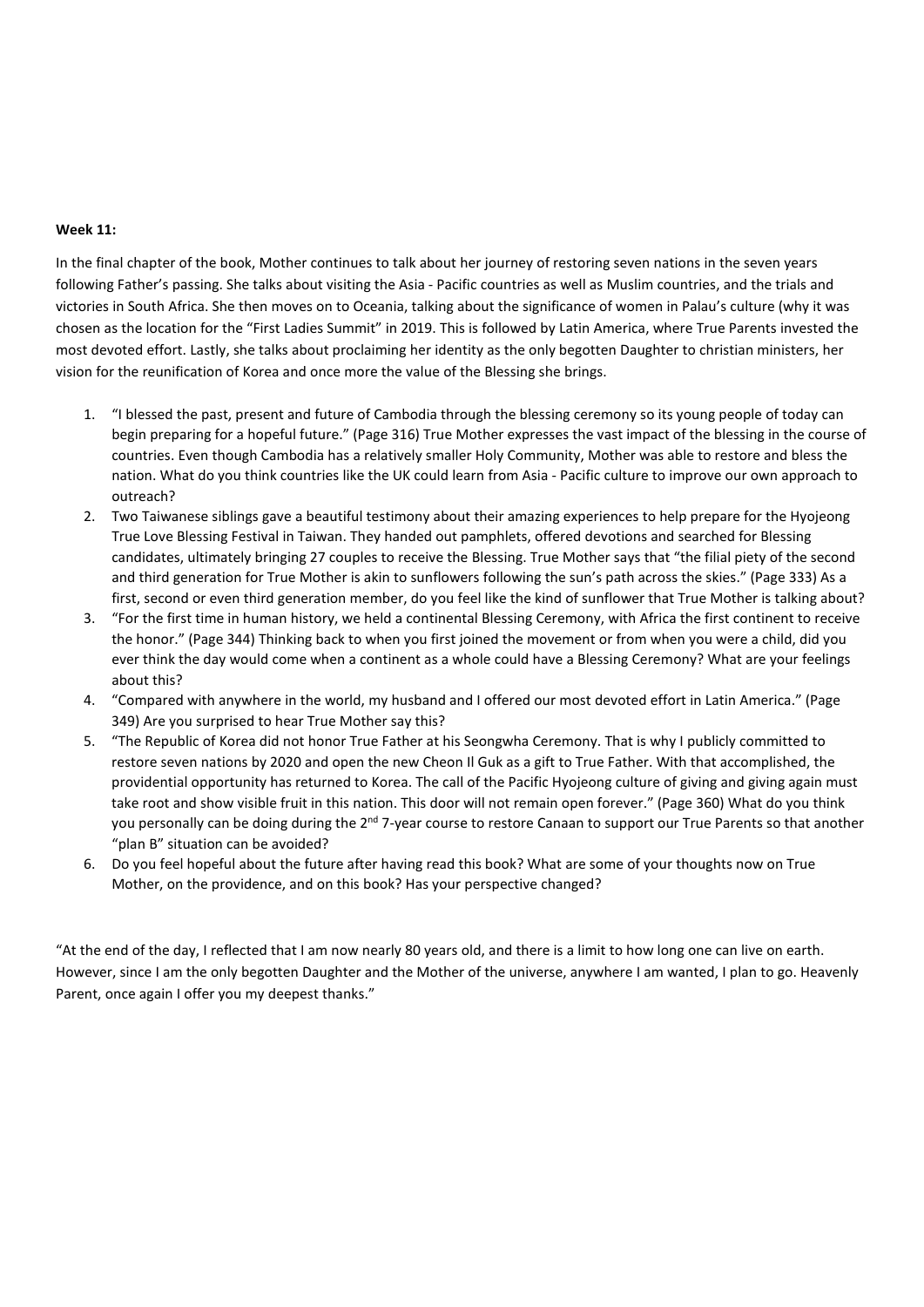**Week 11:**

In the final chapter of the book, Mother continues to talk about her journey of restoring seven nations in the seven years following Father's passing. She talks about visiting the Asia - Pacific countries as well as Muslim countries, and the trials and victories in South Africa. She then moves on to Oceania, talking about the significance of women in Palau's culture (why it was chosen as the location for the "First Ladies Summit" in 2019. This is followed by Latin America, where True Parents invested the most devoted effort. Lastly, she talks about proclaiming her identity as the only begotten Daughter to christian ministers, her vision for the reunification of Korea and once more the value of the Blessing she brings.

1. "I blessed the past, present and future of Cambodia through the blessing ceremony so its young people of today can begin preparing for a hopeful future." (Page 316) True Mother expresses the vast impact of the blessing in the course of countries. Even though Cambodia has a relatively smaller Holy Community, Mother was able to restore and bless the nation. What do you think countries like the UK could learn from Asia - Pacific culture to improve our own approach to outreach?
2. Two Taiwanese siblings gave a beautiful testimony about their amazing experiences to help prepare for the Hyojeong True Love Blessing Festival in Taiwan. They handed out pamphlets, offered devotions and searched for Blessing candidates, ultimately bringing 27 couples to receive the Blessing. True Mother says that "the filial piety of the second and third generation for True Mother is akin to sunflowers following the sun's path across the skies." (Page 333) As a first, second or even third generation member, do you feel like the kind of sunflower that True Mother is talking about?
3. "For the first time in human history, we held a continental Blessing Ceremony, with Africa the first continent to receive the honor." (Page 344) Thinking back to when you first joined the movement or from when you were a child, did you ever think the day would come when a continent as a whole could have a Blessing Ceremony? What are your feelings about this?
4. "Compared with anywhere in the world, my husband and I offered our most devoted effort in Latin America." (Page 349) Are you surprised to hear True Mother say this?
5. "The Republic of Korea did not honor True Father at his Seongwha Ceremony. That is why I publicly committed to restore seven nations by 2020 and open the new Cheon Il Guk as a gift to True Father. With that accomplished, the providential opportunity has returned to Korea. The call of the Pacific Hyojeong culture of giving and giving again must take root and show visible fruit in this nation. This door will not remain open forever." (Page 360) What do you think you personally can be doing during the 2nd 7-year course to restore Canaan to support our True Parents so that another "plan B" situation can be avoided?
6. Do you feel hopeful about the future after having read this book? What are some of your thoughts now on True Mother, on the providence, and on this book? Has your perspective changed?

"At the end of the day, I reflected that I am now nearly 80 years old, and there is a limit to how long one can live on earth. However, since I am the only begotten Daughter and the Mother of the universe, anywhere I am wanted, I plan to go. Heavenly Parent, once again I offer you my deepest thanks."